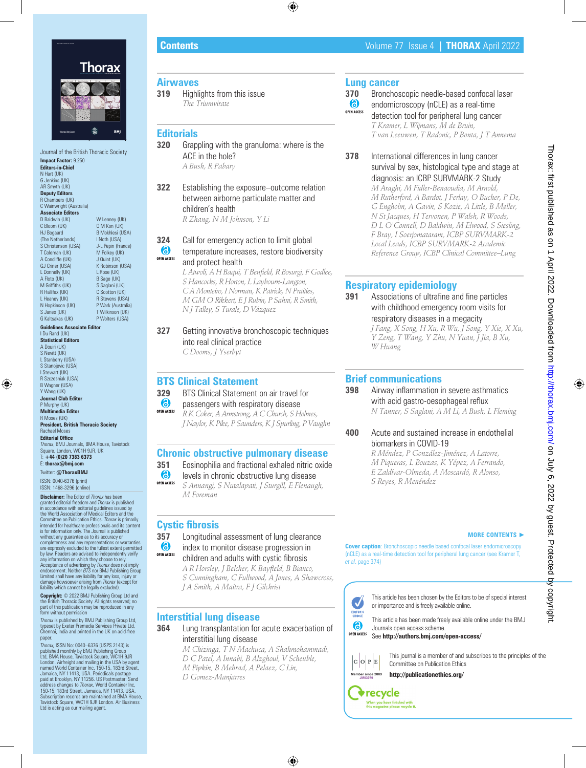# Contents

Volume 77 Issue 4 | **THORAX** April 2022

Journal of the British Thoracic Society

**Impact Factor:** 9.250

**Editors-in-Chief**
N Hart (UK)
G Jenkins (UK)
AR Smyth (UK)

**Deputy Editors**
R Chambers (UK)
C Wainwright (Australia)

**Associate Editors**
D Baldwin (UK)
C Bloom (UK)
HJ Bogaard (The Netherlands)
S Christenson (USA)
T Coleman (UK)
A Condliffe (UK)
GJ Criner (USA)
L Donnelly (UK)
A Floto (UK)
M Griffiths (UK)
R Hallifax (UK)
L Heaney (UK)
N Hopkinson (UK)
S Janes (UK)
G Kaltsakas (UK)
W Lenney (UK)
O M Kon (UK)
B Mokhlesi (USA)
I Noth (USA)
J-L Pepin (France)
M Polkey (UK)
J Quint (UK)
K Robinson (USA)
L Rose (UK)
B Sage (UK)
S Saglani (UK)
C Scotton (UK)
R Stevens (USA)
P Wark (Australia)
T Wilkinson (UK)
P Wolters (USA)

**Guidelines Associate Editor**
I Du Rand (UK)

**Statistical Editors**
A Douiri (UK)
S Nevitt (UK)
L Stanberry (USA)
S Stanojevic (USA)
I Stewart (UK)
R Szczesniak (USA)
B Wagner (USA)
Y Wang (UK)

**Journal Club Editor**
P Murphy (UK)

**Multimedia Editor**
R Moses (UK)

**President, British Thoracic Society**
Rachael Moses

**Editorial Office**
*Thorax*, BMJ Journals, BMA House, Tavistock Square, London, WC1H 9JR, UK
T: **+44 (0)20 7383 6373**
E: **thorax@bmj.com**
Twitter: **@ThoraxBMJ**

ISSN: 0040-6376 (print)
ISSN: 1468-3296 (online)

**Disclaimer:** The Editor of *Thorax* has been granted editorial freedom and *Thorax* is published in accordance with editorial guidelines issued by the World Association of Medical Editors and the Committee on Publication Ethics. *Thorax* is primarily intended for healthcare professionals and its content is for information only. The Journal is published without any guarantee as to its accuracy or completeness and any representations or warranties are expressly excluded to the fullest extent permitted by law. Readers are advised to independently verify any information on which they choose to rely. Acceptance of advertising by *Thorax* does not imply endorsement. Neither *BTS* nor BMJ Publishing Group Limited shall have any liability for any loss, injury or damage howsoever arising from *Thorax* (except for liability which cannot be legally excluded).

**Copyright:** © 2022 BMJ Publishing Group Ltd and the British Thoracic Society. All rights reserved; no part of this publication may be reproduced in any form without permission

*Thorax* is published by BMJ Publishing Group Ltd, typeset by Exeter Premedia Services Private Ltd, Chennai, India and printed in the UK on acid-free paper.

*Thorax*, ISSN No: 0040–6376 (USPS 2143) is published monthly by BMJ Publishing Group Ltd, BMA House, Tavistock Square, WC1H 9JR London. Airfreight and mailing in the USA by agent named World Container Inc, 150-15, 183rd Street, Jamaica, NY 11413, USA. Periodicals postage paid at Brooklyn, NY 11256. US Postmaster: Send address changes to *Thorax*, World Container Inc, 150-15, 183rd Street, Jamaica, NY 11413, USA. Subscription records are maintained at BMA House, Tavistock Square, WC1H 9JR London. Air Business Ltd is acting as our mailing agent.

## Airwaves

**319** Highlights from this issue
*The Triumvirate*

## Editorials

**320** Grappling with the granuloma: where is the ACE in the hole?
*A Bush, R Pabary*

**322** Establishing the exposure–outcome relation between airborne particulate matter and children's health
*R Zhang, N M Johnson, Y Li*

**324** (OPEN ACCESS) Call for emergency action to limit global temperature increases, restore biodiversity and protect health
*L Atwoli, A H Baqui, T Benfield, R Bosurgi, F Godlee, S Hancocks, R Horton, L Laybourn-Langton, C A Monteiro, I Norman, K Patrick, N Praities, M GM O Rikkert, E J Rubin, P Sahni, R Smith, N J Talley, S Turale, D Vázquez*

**327** Getting innovative bronchoscopic techniques into real clinical practice
*C Dooms, J Yserbyt*

## BTS Clinical Statement

**329** (OPEN ACCESS) BTS Clinical Statement on air travel for passengers with respiratory disease
*R K Coker, A Armstrong, A C Church, S Holmes, J Naylor, K Pike, P Saunders, K J Spurling, P Vaughn*

## Chronic obstructive pulmonary disease

**351** (OPEN ACCESS) Eosinophilia and fractional exhaled nitric oxide levels in chronic obstructive lung disease
*S Annangi, S Nutalapati, J Sturgill, E Flenaugh, M Foreman*

## Cystic fibrosis

**357** (OPEN ACCESS) Longitudinal assessment of lung clearance index to monitor disease progression in children and adults with cystic fibrosis
*A R Horsley, J Belcher, K Bayfield, B Bianco, S Cunningham, C Fullwood, A Jones, A Shawcross, J A Smith, A Maitra, F J Gilchrist*

## Interstitial lung disease

**364** Lung transplantation for acute exacerbation of interstitial lung disease
*M Chizinga, T N Machuca, A Shahmohammadi, D C Patel, A Innabi, B Alzghoul, V Scheuble, M Pipkin, B Mehrad, A Pelaez, C Lin, D Gomez-Manjarres*

## Lung cancer

**370** (OPEN ACCESS) Bronchoscopic needle-based confocal laser endomicroscopy (nCLE) as a real-time detection tool for peripheral lung cancer
*T Kramer, L Wijmans, M de Bruin, T van Leeuwen, T Radonic, P Bonta, J T Annema*

**378** International differences in lung cancer survival by sex, histological type and stage at diagnosis: an ICBP SURVMARK-2 Study
*M Araghi, M Fidler-Benaoudia, M Arnold, M Rutherford, A Bardot, J Ferlay, O Bucher, P De, G Engholm, A Gavin, S Kozie, A Little, B Møller, N St Jacques, H Tervonen, P Walsh, R Woods, D L O'Connell, D Baldwin, M Elwood, S Siesling, F Bray, I Soerjomataram, ICBP SURVMARK-2 Local Leads, ICBP SURVMARK-2 Academic Reference Group, ICBP Clinical Committee–Lung*

## Respiratory epidemiology

**391** Associations of ultrafine and fine particles with childhood emergency room visits for respiratory diseases in a megacity
*J Fang, X Song, H Xu, R Wu, J Song, Y Xie, X Xu, Y Zeng, T Wang, Y Zhu, N Yuan, J Jia, B Xu, W Huang*

## Brief communications

**398** Airway inflammation in severe asthmatics with acid gastro-oesophageal reflux
*N Tanner, S Saglani, A M Li, A Bush, L Fleming*

**400** Acute and sustained increase in endothelial biomarkers in COVID-19
*R Méndez, P González-Jiménez, A Latorre, M Piqueras, L Bouzas, K Yépez, A Ferrando, E Zaldívar-Olmeda, A Moscardó, R Alonso, S Reyes, R Menéndez*

**MORE CONTENTS ►**

**Cover caption**: Bronchoscopic needle based confocal laser endomicroscopy (nCLE) as a real-time detection tool for peripheral lung cancer (see Kramer T, *et al*. page 374)

EDITOR'S CHOICE: This article has been chosen by the Editors to be of special interest or importance and is freely available online.

OPEN ACCESS: This article has been made freely available online under the BMJ Journals open access scheme. See **http://authors.bmj.com/open-access/**

This journal is a member of and subscribes to the principles of the Committee on Publication Ethics **http://publicationethics.org/**

recycle — When you have finished with this magazine please recycle it.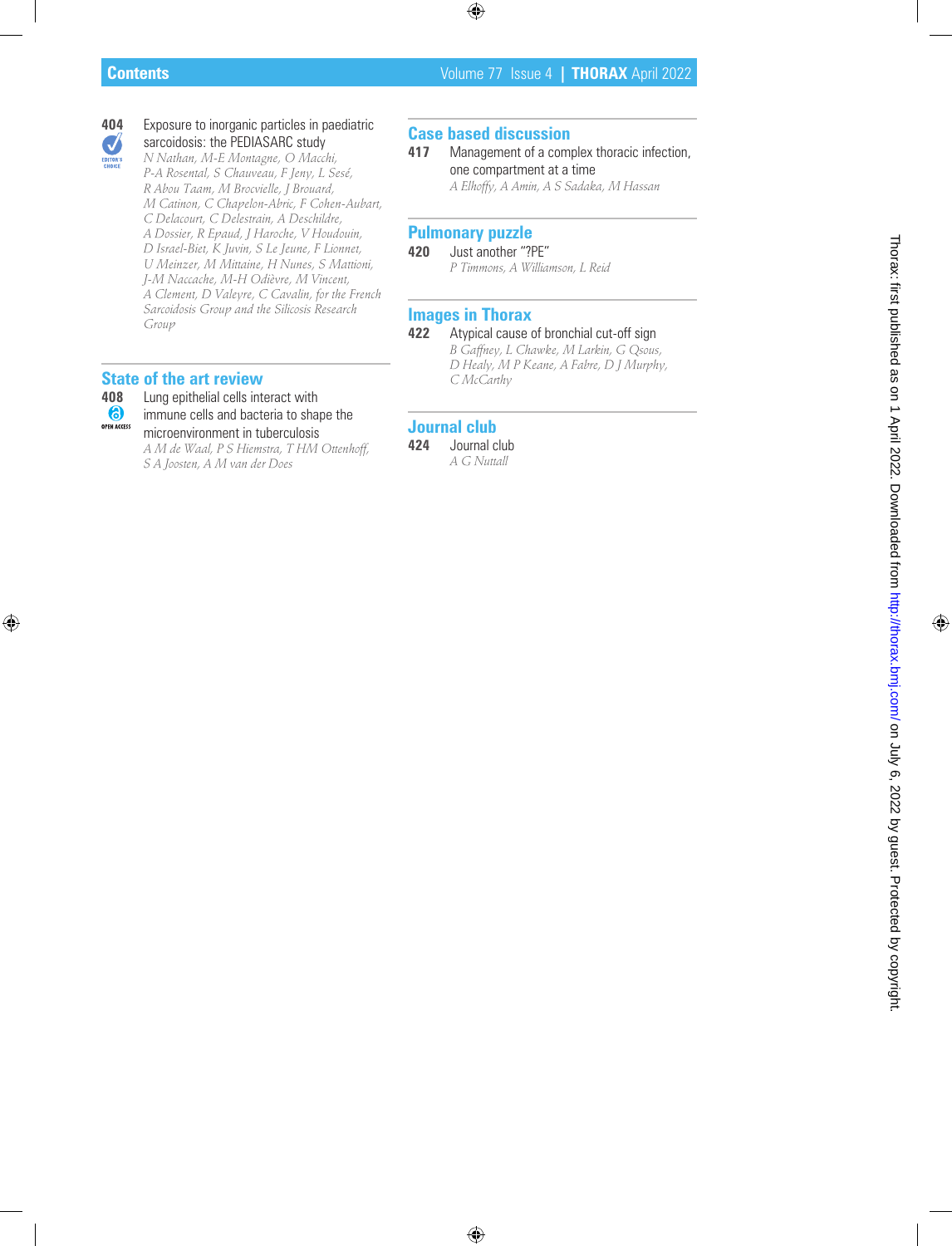**404** Exposure to inorganic particles in paediatric sarcoidosis: the PEDIASARC study

EDITOR'S CHOICE

*N Nathan, M-E Montagne, O Macchi, P-A Rosental, S Chauveau, F Jeny, L Sesé, R Abou Taam, M Brocvielle, J Brouard, M Catinon, C Chapelon-Abric, F Cohen-Aubart, C Delacourt, C Delestrain, A Deschildre, A Dossier, R Epaud, J Haroche, V Houdouin, D Israel-Biet, K Juvin, S Le Jeune, F Lionnet, U Meinzer, M Mittaine, H Nunes, S Mattioni, J-M Naccache, M-H Odièvre, M Vincent, A Clement, D Valeyre, C Cavalin, for the French Sarcoidosis Group and the Silicosis Research Group*

## State of the art review

**408** Lung epithelial cells interact with immune cells and bacteria to shape the microenvironment in tuberculosis

OPEN ACCESS

*A M de Waal, P S Hiemstra, T HM Ottenhoff, S A Joosten, A M van der Does*

## Case based discussion

**417** Management of a complex thoracic infection, one compartment at a time

*A Elhoffy, A Amin, A S Sadaka, M Hassan*

## Pulmonary puzzle

**420** Just another "?PE"

*P Timmons, A Williamson, L Reid*

## Images in Thorax

**422** Atypical cause of bronchial cut-off sign

*B Gaffney, L Chawke, M Larkin, G Qsous, D Healy, M P Keane, A Fabre, D J Murphy, C McCarthy*

## Journal club

**424** Journal club

*A G Nuttall*